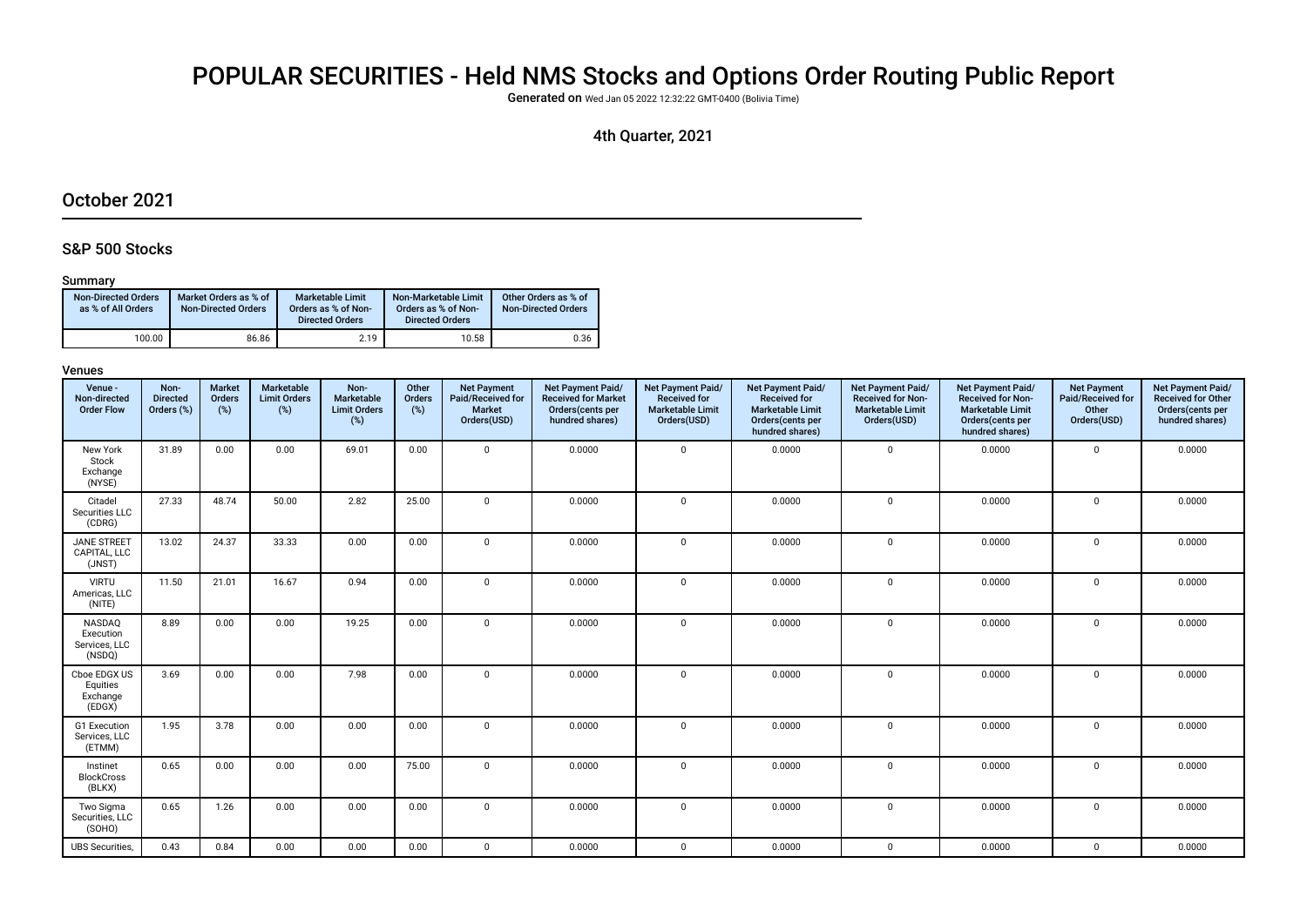# POPULAR SECURITIES - Held NMS Stocks and Options Order Routing Public Report

**Generated on** Wed Jan 05 2022 12:32:22 GMT-0400 (Bolivia Time)

4th Quarter, 2021

## October 2021

### S&P 500 Stocks

#### Summary

| Non-Directed Orders as % of All Orders | Market Orders as % of Non-Directed Orders | Marketable Limit Orders as % of Non-Directed Orders | Non-Marketable Limit Orders as % of Non-Directed Orders | Other Orders as % of Non-Directed Orders |
|---|---|---|---|---|
| 100.00 | 86.86 | 2.19 | 10.58 | 0.36 |

#### Venues

| Venue - Non-directed Order Flow | Non-Directed Orders (%) | Market Orders (%) | Marketable Limit Orders (%) | Non-Marketable Limit Orders (%) | Other Orders (%) | Net Payment Paid/Received for Market Orders(USD) | Net Payment Paid/ Received for Market Orders(cents per hundred shares) | Net Payment Paid/ Received for Marketable Limit Orders(USD) | Net Payment Paid/ Received for Marketable Limit Orders(cents per hundred shares) | Net Payment Paid/ Received for Non-Marketable Limit Orders(USD) | Net Payment Paid/ Received for Non-Marketable Limit Orders(cents per hundred shares) | Net Payment Paid/Received for Other Orders(USD) | Net Payment Paid/ Received for Other Orders(cents per hundred shares) |
|---|---|---|---|---|---|---|---|---|---|---|---|---|---|
| New York Stock Exchange (NYSE) | 31.89 | 0.00 | 0.00 | 69.01 | 0.00 | 0 | 0.0000 | 0 | 0.0000 | 0 | 0.0000 | 0 | 0.0000 |
| Citadel Securities LLC (CDRG) | 27.33 | 48.74 | 50.00 | 2.82 | 25.00 | 0 | 0.0000 | 0 | 0.0000 | 0 | 0.0000 | 0 | 0.0000 |
| JANE STREET CAPITAL, LLC (JNST) | 13.02 | 24.37 | 33.33 | 0.00 | 0.00 | 0 | 0.0000 | 0 | 0.0000 | 0 | 0.0000 | 0 | 0.0000 |
| VIRTU Americas, LLC (NITE) | 11.50 | 21.01 | 16.67 | 0.94 | 0.00 | 0 | 0.0000 | 0 | 0.0000 | 0 | 0.0000 | 0 | 0.0000 |
| NASDAQ Execution Services, LLC (NSDQ) | 8.89 | 0.00 | 0.00 | 19.25 | 0.00 | 0 | 0.0000 | 0 | 0.0000 | 0 | 0.0000 | 0 | 0.0000 |
| Cboe EDGX US Equities Exchange (EDGX) | 3.69 | 0.00 | 0.00 | 7.98 | 0.00 | 0 | 0.0000 | 0 | 0.0000 | 0 | 0.0000 | 0 | 0.0000 |
| G1 Execution Services, LLC (ETMM) | 1.95 | 3.78 | 0.00 | 0.00 | 0.00 | 0 | 0.0000 | 0 | 0.0000 | 0 | 0.0000 | 0 | 0.0000 |
| Instinet BlockCross (BLKX) | 0.65 | 0.00 | 0.00 | 0.00 | 75.00 | 0 | 0.0000 | 0 | 0.0000 | 0 | 0.0000 | 0 | 0.0000 |
| Two Sigma Securities, LLC (SOHO) | 0.65 | 1.26 | 0.00 | 0.00 | 0.00 | 0 | 0.0000 | 0 | 0.0000 | 0 | 0.0000 | 0 | 0.0000 |
| UBS Securities, | 0.43 | 0.84 | 0.00 | 0.00 | 0.00 | 0 | 0.0000 | 0 | 0.0000 | 0 | 0.0000 | 0 | 0.0000 |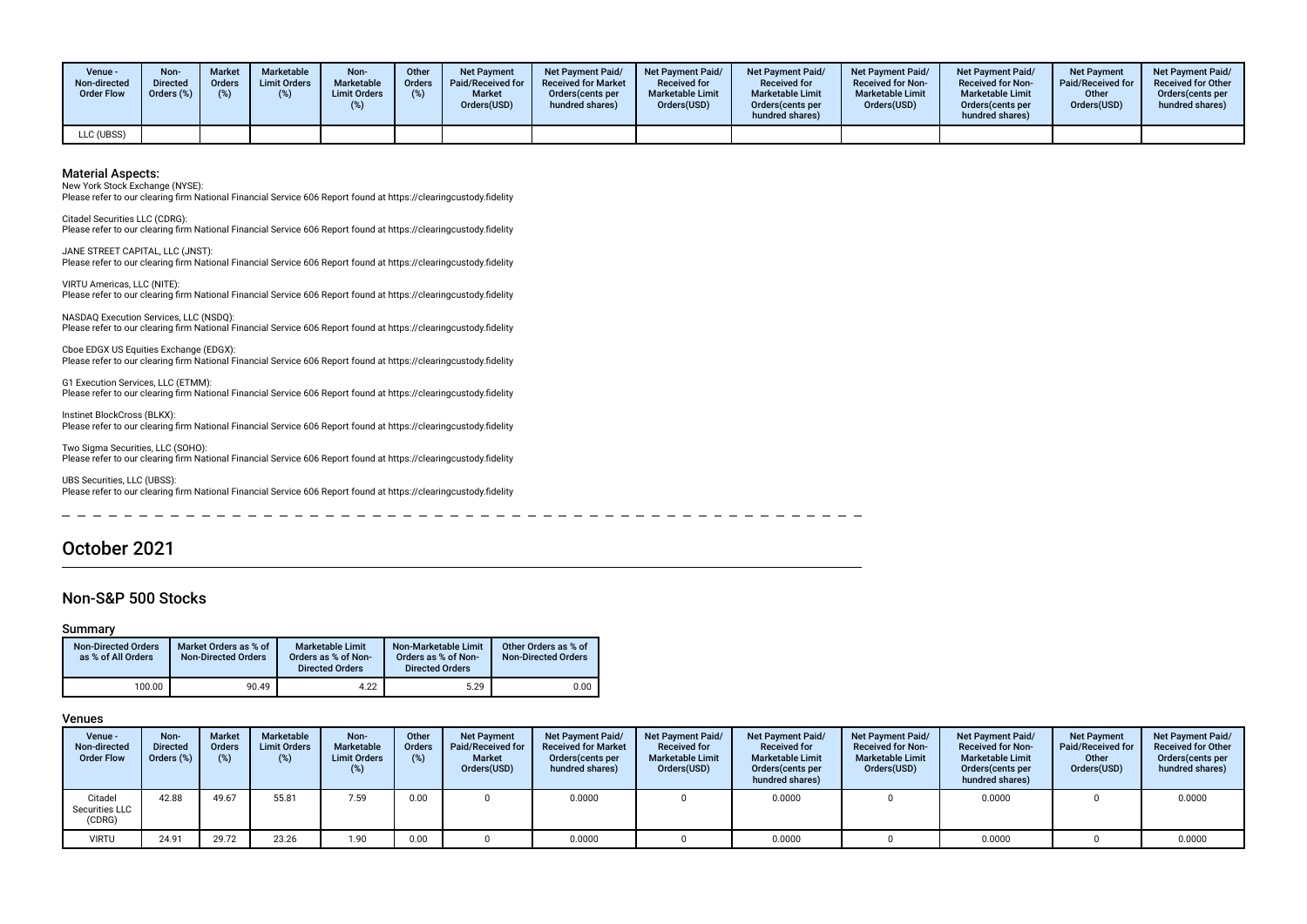| Venue - Non-directed Order Flow | Non-Directed Orders (%) | Market Orders (%) | Marketable Limit Orders (%) | Non-Marketable Limit Orders (%) | Other Orders (%) | Net Payment Paid/Received for Market Orders(USD) | Net Payment Paid/ Received for Market Orders(cents per hundred shares) | Net Payment Paid/ Received for Marketable Limit Orders(USD) | Net Payment Paid/ Received for Marketable Limit Orders(cents per hundred shares) | Net Payment Paid/ Received for Non-Marketable Limit Orders(USD) | Net Payment Paid/ Received for Non-Marketable Limit Orders(cents per hundred shares) | Net Payment Paid/Received for Other Orders(USD) | Net Payment Paid/ Received for Other Orders(cents per hundred shares) |
|---|---|---|---|---|---|---|---|---|---|---|---|---|---|
| LLC (UBSS) | | | | | | | | | | | | | |

**Material Aspects:**

New York Stock Exchange (NYSE):
Please refer to our clearing firm National Financial Service 606 Report found at https://clearingcustody.fidelity

Citadel Securities LLC (CDRG):
Please refer to our clearing firm National Financial Service 606 Report found at https://clearingcustody.fidelity

JANE STREET CAPITAL, LLC (JNST):
Please refer to our clearing firm National Financial Service 606 Report found at https://clearingcustody.fidelity

VIRTU Americas, LLC (NITE):
Please refer to our clearing firm National Financial Service 606 Report found at https://clearingcustody.fidelity

NASDAQ Execution Services, LLC (NSDQ):
Please refer to our clearing firm National Financial Service 606 Report found at https://clearingcustody.fidelity

Cboe EDGX US Equities Exchange (EDGX):
Please refer to our clearing firm National Financial Service 606 Report found at https://clearingcustody.fidelity

G1 Execution Services, LLC (ETMM):
Please refer to our clearing firm National Financial Service 606 Report found at https://clearingcustody.fidelity

Instinet BlockCross (BLKX):
Please refer to our clearing firm National Financial Service 606 Report found at https://clearingcustody.fidelity

Two Sigma Securities, LLC (SOHO):
Please refer to our clearing firm National Financial Service 606 Report found at https://clearingcustody.fidelity

UBS Securities, LLC (UBSS):
Please refer to our clearing firm National Financial Service 606 Report found at https://clearingcustody.fidelity

# October 2021

## Non-S&P 500 Stocks

### Summary

| Non-Directed Orders as % of All Orders | Market Orders as % of Non-Directed Orders | Marketable Limit Orders as % of Non-Directed Orders | Non-Marketable Limit Orders as % of Non-Directed Orders | Other Orders as % of Non-Directed Orders |
|---|---|---|---|---|
| 100.00 | 90.49 | 4.22 | 5.29 | 0.00 |

### Venues

| Venue - Non-directed Order Flow | Non-Directed Orders (%) | Market Orders (%) | Marketable Limit Orders (%) | Non-Marketable Limit Orders (%) | Other Orders (%) | Net Payment Paid/Received for Market Orders(USD) | Net Payment Paid/ Received for Market Orders(cents per hundred shares) | Net Payment Paid/ Received for Marketable Limit Orders(USD) | Net Payment Paid/ Received for Marketable Limit Orders(cents per hundred shares) | Net Payment Paid/ Received for Non-Marketable Limit Orders(USD) | Net Payment Paid/ Received for Non-Marketable Limit Orders(cents per hundred shares) | Net Payment Paid/Received for Other Orders(USD) | Net Payment Paid/ Received for Other Orders(cents per hundred shares) |
|---|---|---|---|---|---|---|---|---|---|---|---|---|---|
| Citadel Securities LLC (CDRG) | 42.88 | 49.67 | 55.81 | 7.59 | 0.00 | 0 | 0.0000 | 0 | 0.0000 | 0 | 0.0000 | 0 | 0.0000 |
| VIRTU | 24.91 | 29.72 | 23.26 | 1.90 | 0.00 | 0 | 0.0000 | 0 | 0.0000 | 0 | 0.0000 | 0 | 0.0000 |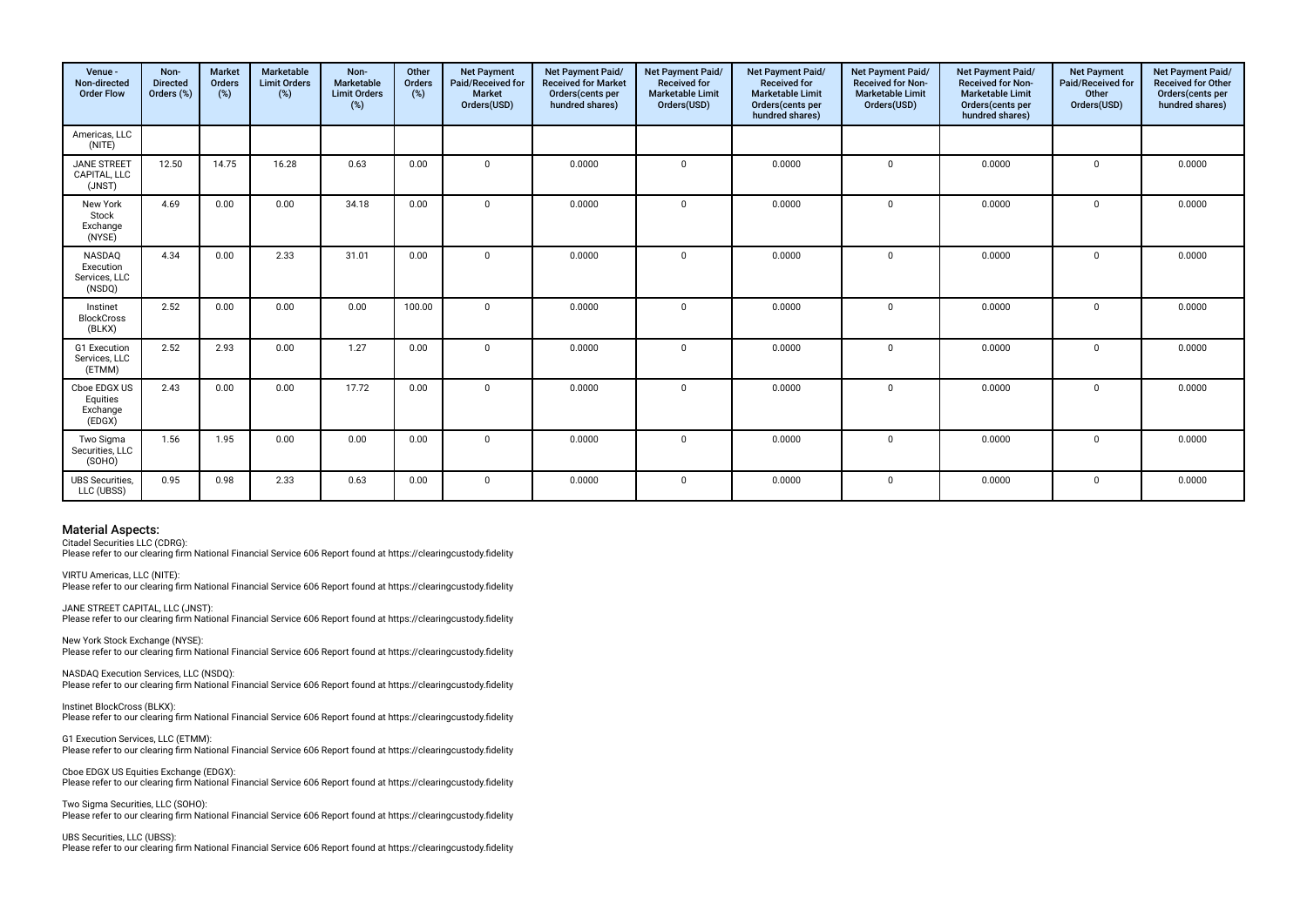| Venue - Non-directed Order Flow | Non-Directed Orders (%) | Market Orders (%) | Marketable Limit Orders (%) | Non-Marketable Limit Orders (%) | Other Orders (%) | Net Payment Paid/Received for Market Orders(USD) | Net Payment Paid/ Received for Market Orders(cents per hundred shares) | Net Payment Paid/ Received for Marketable Limit Orders(USD) | Net Payment Paid/ Received for Marketable Limit Orders(cents per hundred shares) | Net Payment Paid/ Received for Non-Marketable Limit Orders(USD) | Net Payment Paid/ Received for Non-Marketable Limit Orders(cents per hundred shares) | Net Payment Paid/Received for Other Orders(USD) | Net Payment Paid/ Received for Other Orders(cents per hundred shares) |
|---|---|---|---|---|---|---|---|---|---|---|---|---|---|
| Americas, LLC (NITE) | | | | | | | | | | | | | |
| JANE STREET CAPITAL, LLC (JNST) | 12.50 | 14.75 | 16.28 | 0.63 | 0.00 | 0 | 0.0000 | 0 | 0.0000 | 0 | 0.0000 | 0 | 0.0000 |
| New York Stock Exchange (NYSE) | 4.69 | 0.00 | 0.00 | 34.18 | 0.00 | 0 | 0.0000 | 0 | 0.0000 | 0 | 0.0000 | 0 | 0.0000 |
| NASDAQ Execution Services, LLC (NSDQ) | 4.34 | 0.00 | 2.33 | 31.01 | 0.00 | 0 | 0.0000 | 0 | 0.0000 | 0 | 0.0000 | 0 | 0.0000 |
| Instinet BlockCross (BLKX) | 2.52 | 0.00 | 0.00 | 0.00 | 100.00 | 0 | 0.0000 | 0 | 0.0000 | 0 | 0.0000 | 0 | 0.0000 |
| G1 Execution Services, LLC (ETMM) | 2.52 | 2.93 | 0.00 | 1.27 | 0.00 | 0 | 0.0000 | 0 | 0.0000 | 0 | 0.0000 | 0 | 0.0000 |
| Cboe EDGX US Equities Exchange (EDGX) | 2.43 | 0.00 | 0.00 | 17.72 | 0.00 | 0 | 0.0000 | 0 | 0.0000 | 0 | 0.0000 | 0 | 0.0000 |
| Two Sigma Securities, LLC (SOHO) | 1.56 | 1.95 | 0.00 | 0.00 | 0.00 | 0 | 0.0000 | 0 | 0.0000 | 0 | 0.0000 | 0 | 0.0000 |
| UBS Securities, LLC (UBSS) | 0.95 | 0.98 | 2.33 | 0.63 | 0.00 | 0 | 0.0000 | 0 | 0.0000 | 0 | 0.0000 | 0 | 0.0000 |

## Material Aspects:

Citadel Securities LLC (CDRG):
Please refer to our clearing firm National Financial Service 606 Report found at https://clearingcustody.fidelity

VIRTU Americas, LLC (NITE):
Please refer to our clearing firm National Financial Service 606 Report found at https://clearingcustody.fidelity

JANE STREET CAPITAL, LLC (JNST):
Please refer to our clearing firm National Financial Service 606 Report found at https://clearingcustody.fidelity

New York Stock Exchange (NYSE):
Please refer to our clearing firm National Financial Service 606 Report found at https://clearingcustody.fidelity

NASDAQ Execution Services, LLC (NSDQ):
Please refer to our clearing firm National Financial Service 606 Report found at https://clearingcustody.fidelity

Instinet BlockCross (BLKX):
Please refer to our clearing firm National Financial Service 606 Report found at https://clearingcustody.fidelity

G1 Execution Services, LLC (ETMM):
Please refer to our clearing firm National Financial Service 606 Report found at https://clearingcustody.fidelity

Cboe EDGX US Equities Exchange (EDGX):
Please refer to our clearing firm National Financial Service 606 Report found at https://clearingcustody.fidelity

Two Sigma Securities, LLC (SOHO):
Please refer to our clearing firm National Financial Service 606 Report found at https://clearingcustody.fidelity

UBS Securities, LLC (UBSS):
Please refer to our clearing firm National Financial Service 606 Report found at https://clearingcustody.fidelity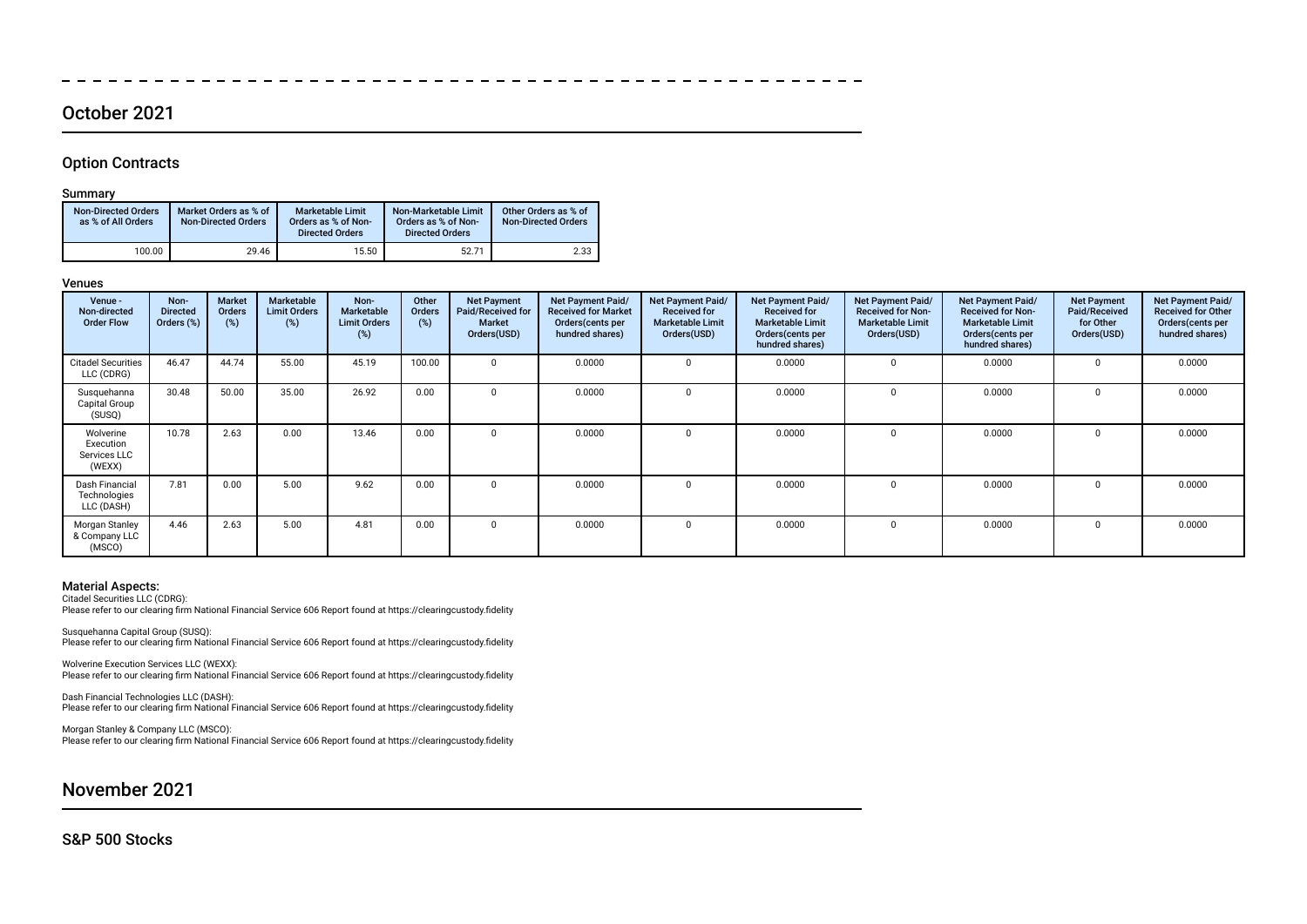## October 2021

### Option Contracts

#### Summary

| Non-Directed Orders as % of All Orders | Market Orders as % of Non-Directed Orders | Marketable Limit Orders as % of Non-Directed Orders | Non-Marketable Limit Orders as % of Non-Directed Orders | Other Orders as % of Non-Directed Orders |
|---|---|---|---|---|
| 100.00 | 29.46 | 15.50 | 52.71 | 2.33 |

#### Venues

| Venue - Non-directed Order Flow | Non-Directed Orders (%) | Market Orders (%) | Marketable Limit Orders (%) | Non-Marketable Limit Orders (%) | Other Orders (%) | Net Payment Paid/Received for Market Orders(USD) | Net Payment Paid/Received for Market Orders(cents per hundred shares) | Net Payment Paid/Received for Marketable Limit Orders(USD) | Net Payment Paid/Received for Marketable Limit Orders(cents per hundred shares) | Net Payment Paid/Received for Non-Marketable Limit Orders(USD) | Net Payment Paid/Received for Non-Marketable Limit Orders(cents per hundred shares) | Net Payment Paid/Received for Other Orders(USD) | Net Payment Paid/Received for Other Orders(cents per hundred shares) |
|---|---|---|---|---|---|---|---|---|---|---|---|---|---|
| Citadel Securities LLC (CDRG) | 46.47 | 44.74 | 55.00 | 45.19 | 100.00 | 0 | 0.0000 | 0 | 0.0000 | 0 | 0.0000 | 0 | 0.0000 |
| Susquehanna Capital Group (SUSQ) | 30.48 | 50.00 | 35.00 | 26.92 | 0.00 | 0 | 0.0000 | 0 | 0.0000 | 0 | 0.0000 | 0 | 0.0000 |
| Wolverine Execution Services LLC (WEXX) | 10.78 | 2.63 | 0.00 | 13.46 | 0.00 | 0 | 0.0000 | 0 | 0.0000 | 0 | 0.0000 | 0 | 0.0000 |
| Dash Financial Technologies LLC (DASH) | 7.81 | 0.00 | 5.00 | 9.62 | 0.00 | 0 | 0.0000 | 0 | 0.0000 | 0 | 0.0000 | 0 | 0.0000 |
| Morgan Stanley & Company LLC (MSCO) | 4.46 | 2.63 | 5.00 | 4.81 | 0.00 | 0 | 0.0000 | 0 | 0.0000 | 0 | 0.0000 | 0 | 0.0000 |

#### Material Aspects:

Citadel Securities LLC (CDRG):
Please refer to our clearing firm National Financial Service 606 Report found at https://clearingcustody.fidelity

Susquehanna Capital Group (SUSQ):
Please refer to our clearing firm National Financial Service 606 Report found at https://clearingcustody.fidelity

Wolverine Execution Services LLC (WEXX):
Please refer to our clearing firm National Financial Service 606 Report found at https://clearingcustody.fidelity

Dash Financial Technologies LLC (DASH):
Please refer to our clearing firm National Financial Service 606 Report found at https://clearingcustody.fidelity

Morgan Stanley & Company LLC (MSCO):
Please refer to our clearing firm National Financial Service 606 Report found at https://clearingcustody.fidelity

## November 2021

### S&P 500 Stocks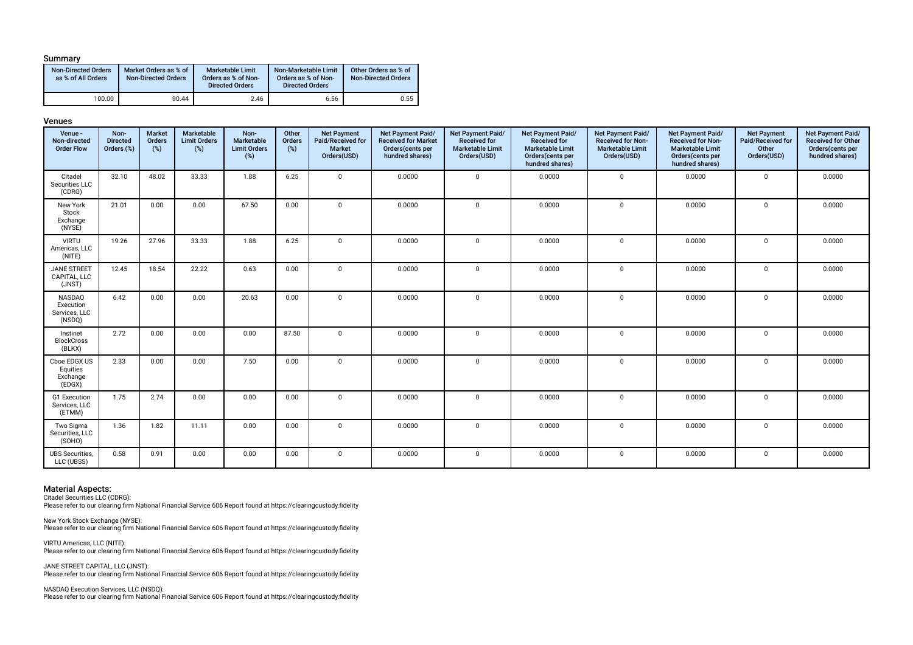### Summary

| Non-Directed Orders as % of All Orders | Market Orders as % of Non-Directed Orders | Marketable Limit Orders as % of Non-Directed Orders | Non-Marketable Limit Orders as % of Non-Directed Orders | Other Orders as % of Non-Directed Orders |
|---|---|---|---|---|
| 100.00 | 90.44 | 2.46 | 6.56 | 0.55 |

### Venues

| Venue - Non-directed Order Flow | Non-Directed Orders (%) | Market Orders (%) | Marketable Limit Orders (%) | Non-Marketable Limit Orders (%) | Other Orders (%) | Net Payment Paid/Received for Market Orders(USD) | Net Payment Paid/ Received for Market Orders(cents per hundred shares) | Net Payment Paid/ Received for Marketable Limit Orders(USD) | Net Payment Paid/ Received for Marketable Limit Orders(cents per hundred shares) | Net Payment Paid/ Received for Non-Marketable Limit Orders(USD) | Net Payment Paid/ Received for Non-Marketable Limit Orders(cents per hundred shares) | Net Payment Paid/Received for Other Orders(USD) | Net Payment Paid/ Received for Other Orders(cents per hundred shares) |
|---|---|---|---|---|---|---|---|---|---|---|---|---|---|
| Citadel Securities LLC (CDRG) | 32.10 | 48.02 | 33.33 | 1.88 | 6.25 | 0 | 0.0000 | 0 | 0.0000 | 0 | 0.0000 | 0 | 0.0000 |
| New York Stock Exchange (NYSE) | 21.01 | 0.00 | 0.00 | 67.50 | 0.00 | 0 | 0.0000 | 0 | 0.0000 | 0 | 0.0000 | 0 | 0.0000 |
| VIRTU Americas, LLC (NITE) | 19.26 | 27.96 | 33.33 | 1.88 | 6.25 | 0 | 0.0000 | 0 | 0.0000 | 0 | 0.0000 | 0 | 0.0000 |
| JANE STREET CAPITAL, LLC (JNST) | 12.45 | 18.54 | 22.22 | 0.63 | 0.00 | 0 | 0.0000 | 0 | 0.0000 | 0 | 0.0000 | 0 | 0.0000 |
| NASDAQ Execution Services, LLC (NSDQ) | 6.42 | 0.00 | 0.00 | 20.63 | 0.00 | 0 | 0.0000 | 0 | 0.0000 | 0 | 0.0000 | 0 | 0.0000 |
| Instinet BlockCross (BLKX) | 2.72 | 0.00 | 0.00 | 0.00 | 87.50 | 0 | 0.0000 | 0 | 0.0000 | 0 | 0.0000 | 0 | 0.0000 |
| Cboe EDGX US Equities Exchange (EDGX) | 2.33 | 0.00 | 0.00 | 7.50 | 0.00 | 0 | 0.0000 | 0 | 0.0000 | 0 | 0.0000 | 0 | 0.0000 |
| G1 Execution Services, LLC (ETMM) | 1.75 | 2.74 | 0.00 | 0.00 | 0.00 | 0 | 0.0000 | 0 | 0.0000 | 0 | 0.0000 | 0 | 0.0000 |
| Two Sigma Securities, LLC (SOHO) | 1.36 | 1.82 | 11.11 | 0.00 | 0.00 | 0 | 0.0000 | 0 | 0.0000 | 0 | 0.0000 | 0 | 0.0000 |
| UBS Securities, LLC (UBSS) | 0.58 | 0.91 | 0.00 | 0.00 | 0.00 | 0 | 0.0000 | 0 | 0.0000 | 0 | 0.0000 | 0 | 0.0000 |

### Material Aspects:

Citadel Securities LLC (CDRG):
Please refer to our clearing firm National Financial Service 606 Report found at https://clearingcustody.fidelity

New York Stock Exchange (NYSE):
Please refer to our clearing firm National Financial Service 606 Report found at https://clearingcustody.fidelity

VIRTU Americas, LLC (NITE):
Please refer to our clearing firm National Financial Service 606 Report found at https://clearingcustody.fidelity

JANE STREET CAPITAL, LLC (JNST):
Please refer to our clearing firm National Financial Service 606 Report found at https://clearingcustody.fidelity

NASDAQ Execution Services, LLC (NSDQ):
Please refer to our clearing firm National Financial Service 606 Report found at https://clearingcustody.fidelity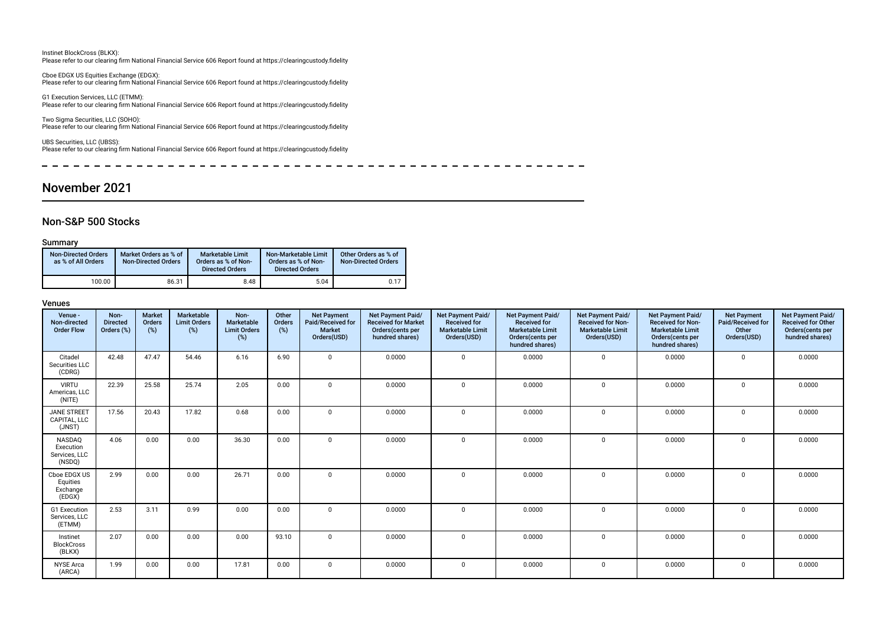Instinet BlockCross (BLKX):
Please refer to our clearing firm National Financial Service 606 Report found at https://clearingcustody.fidelity

Cboe EDGX US Equities Exchange (EDGX):
Please refer to our clearing firm National Financial Service 606 Report found at https://clearingcustody.fidelity

G1 Execution Services, LLC (ETMM):
Please refer to our clearing firm National Financial Service 606 Report found at https://clearingcustody.fidelity

Two Sigma Securities, LLC (SOHO):
Please refer to our clearing firm National Financial Service 606 Report found at https://clearingcustody.fidelity

UBS Securities, LLC (UBSS):
Please refer to our clearing firm National Financial Service 606 Report found at https://clearingcustody.fidelity

# November 2021

## Non-S&P 500 Stocks

### Summary

| Non-Directed Orders as % of All Orders | Market Orders as % of Non-Directed Orders | Marketable Limit Orders as % of Non-Directed Orders | Non-Marketable Limit Orders as % of Non-Directed Orders | Other Orders as % of Non-Directed Orders |
|---|---|---|---|---|
| 100.00 | 86.31 | 8.48 | 5.04 | 0.17 |

### Venues

| Venue - Non-directed Order Flow | Non-Directed Orders (%) | Market Orders (%) | Marketable Limit Orders (%) | Non-Marketable Limit Orders (%) | Other Orders (%) | Net Payment Paid/Received for Market Orders(USD) | Net Payment Paid/Received for Market Orders(cents per hundred shares) | Net Payment Paid/Received for Marketable Limit Orders(USD) | Net Payment Paid/Received for Marketable Limit Orders(cents per hundred shares) | Net Payment Paid/Received for Non-Marketable Limit Orders(USD) | Net Payment Paid/Received for Non-Marketable Limit Orders(cents per hundred shares) | Net Payment Paid/Received for Other Orders(USD) | Net Payment Paid/Received for Other Orders(cents per hundred shares) |
|---|---|---|---|---|---|---|---|---|---|---|---|---|---|
| Citadel Securities LLC (CDRG) | 42.48 | 47.47 | 54.46 | 6.16 | 6.90 | 0 | 0.0000 | 0 | 0.0000 | 0 | 0.0000 | 0 | 0.0000 |
| VIRTU Americas, LLC (NITE) | 22.39 | 25.58 | 25.74 | 2.05 | 0.00 | 0 | 0.0000 | 0 | 0.0000 | 0 | 0.0000 | 0 | 0.0000 |
| JANE STREET CAPITAL, LLC (JNST) | 17.56 | 20.43 | 17.82 | 0.68 | 0.00 | 0 | 0.0000 | 0 | 0.0000 | 0 | 0.0000 | 0 | 0.0000 |
| NASDAQ Execution Services, LLC (NSDQ) | 4.06 | 0.00 | 0.00 | 36.30 | 0.00 | 0 | 0.0000 | 0 | 0.0000 | 0 | 0.0000 | 0 | 0.0000 |
| Cboe EDGX US Equities Exchange (EDGX) | 2.99 | 0.00 | 0.00 | 26.71 | 0.00 | 0 | 0.0000 | 0 | 0.0000 | 0 | 0.0000 | 0 | 0.0000 |
| G1 Execution Services, LLC (ETMM) | 2.53 | 3.11 | 0.99 | 0.00 | 0.00 | 0 | 0.0000 | 0 | 0.0000 | 0 | 0.0000 | 0 | 0.0000 |
| Instinet BlockCross (BLKX) | 2.07 | 0.00 | 0.00 | 0.00 | 93.10 | 0 | 0.0000 | 0 | 0.0000 | 0 | 0.0000 | 0 | 0.0000 |
| NYSE Arca (ARCA) | 1.99 | 0.00 | 0.00 | 17.81 | 0.00 | 0 | 0.0000 | 0 | 0.0000 | 0 | 0.0000 | 0 | 0.0000 |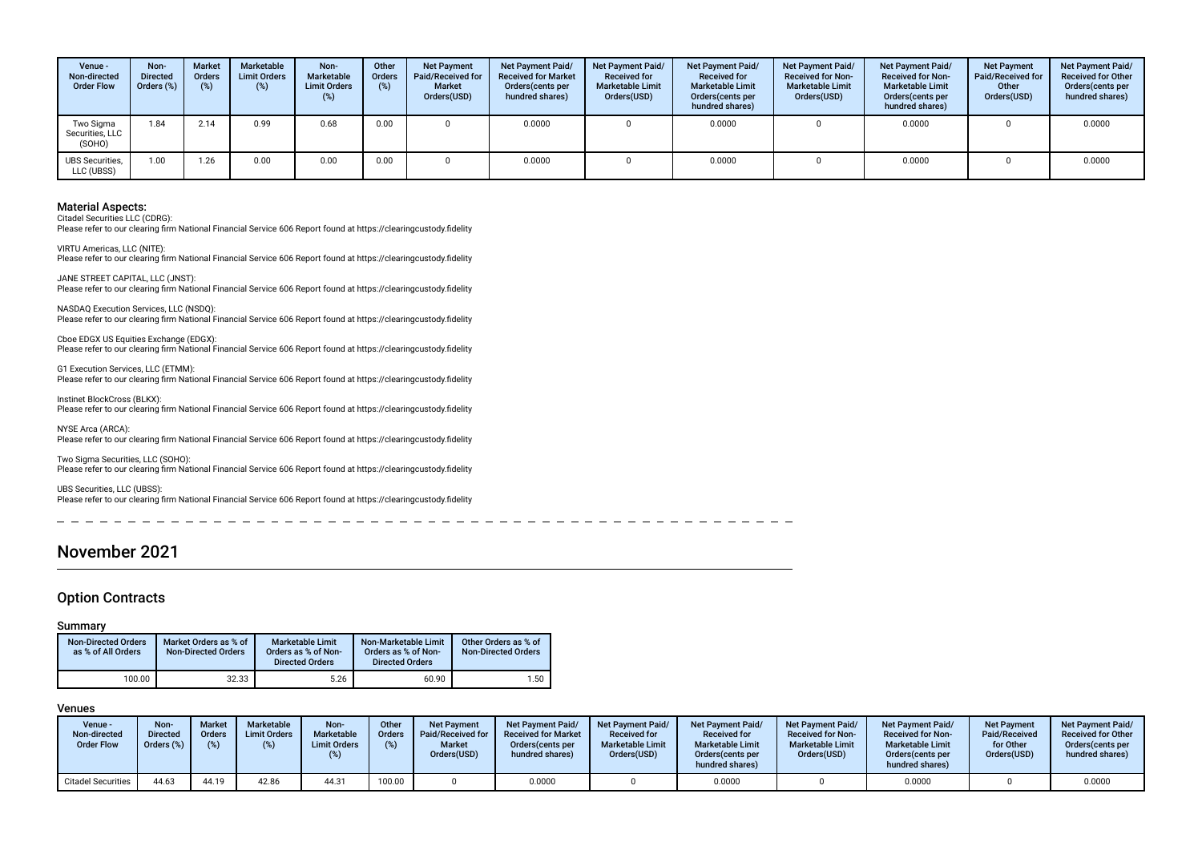| Venue - Non-directed Order Flow | Non-Directed Orders (%) | Market Orders (%) | Marketable Limit Orders (%) | Non-Marketable Limit Orders (%) | Other Orders (%) | Net Payment Paid/Received for Market Orders(USD) | Net Payment Paid/ Received for Market Orders(cents per hundred shares) | Net Payment Paid/ Received for Marketable Limit Orders(USD) | Net Payment Paid/ Received for Marketable Limit Orders(cents per hundred shares) | Net Payment Paid/ Received for Non-Marketable Limit Orders(USD) | Net Payment Paid/ Received for Non-Marketable Limit Orders(cents per hundred shares) | Net Payment Paid/Received for Other Orders(USD) | Net Payment Paid/ Received for Other Orders(cents per hundred shares) |
|---|---|---|---|---|---|---|---|---|---|---|---|---|---|
| Two Sigma Securities, LLC (SOHO) | 1.84 | 2.14 | 0.99 | 0.68 | 0.00 | 0 | 0.0000 | 0 | 0.0000 | 0 | 0.0000 | 0 | 0.0000 |
| UBS Securities, LLC (UBSS) | 1.00 | 1.26 | 0.00 | 0.00 | 0.00 | 0 | 0.0000 | 0 | 0.0000 | 0 | 0.0000 | 0 | 0.0000 |

**Material Aspects:**

Citadel Securities LLC (CDRG):
Please refer to our clearing firm National Financial Service 606 Report found at https://clearingcustody.fidelity

VIRTU Americas, LLC (NITE):
Please refer to our clearing firm National Financial Service 606 Report found at https://clearingcustody.fidelity

JANE STREET CAPITAL, LLC (JNST):
Please refer to our clearing firm National Financial Service 606 Report found at https://clearingcustody.fidelity

NASDAQ Execution Services, LLC (NSDQ):
Please refer to our clearing firm National Financial Service 606 Report found at https://clearingcustody.fidelity

Cboe EDGX US Equities Exchange (EDGX):
Please refer to our clearing firm National Financial Service 606 Report found at https://clearingcustody.fidelity

G1 Execution Services, LLC (ETMM):
Please refer to our clearing firm National Financial Service 606 Report found at https://clearingcustody.fidelity

Instinet BlockCross (BLKX):
Please refer to our clearing firm National Financial Service 606 Report found at https://clearingcustody.fidelity

NYSE Arca (ARCA):
Please refer to our clearing firm National Financial Service 606 Report found at https://clearingcustody.fidelity

Two Sigma Securities, LLC (SOHO):
Please refer to our clearing firm National Financial Service 606 Report found at https://clearingcustody.fidelity

UBS Securities, LLC (UBSS):
Please refer to our clearing firm National Financial Service 606 Report found at https://clearingcustody.fidelity

# November 2021

## Option Contracts

### Summary

| Non-Directed Orders as % of All Orders | Market Orders as % of Non-Directed Orders | Marketable Limit Orders as % of Non-Directed Orders | Non-Marketable Limit Orders as % of Non-Directed Orders | Other Orders as % of Non-Directed Orders |
|---|---|---|---|---|
| 100.00 | 32.33 | 5.26 | 60.90 | 1.50 |

### Venues

| Venue - Non-directed Order Flow | Non-Directed Orders (%) | Market Orders (%) | Marketable Limit Orders (%) | Non-Marketable Limit Orders (%) | Other Orders (%) | Net Payment Paid/Received for Market Orders(USD) | Net Payment Paid/ Received for Market Orders(cents per hundred shares) | Net Payment Paid/ Received for Marketable Limit Orders(USD) | Net Payment Paid/ Received for Marketable Limit Orders(cents per hundred shares) | Net Payment Paid/ Received for Non-Marketable Limit Orders(USD) | Net Payment Paid/ Received for Non-Marketable Limit Orders(cents per hundred shares) | Net Payment Paid/Received for Other Orders(USD) | Net Payment Paid/ Received for Other Orders(cents per hundred shares) |
|---|---|---|---|---|---|---|---|---|---|---|---|---|---|
| Citadel Securities | 44.63 | 44.19 | 42.86 | 44.31 | 100.00 | 0 | 0.0000 | 0 | 0.0000 | 0 | 0.0000 | 0 | 0.0000 |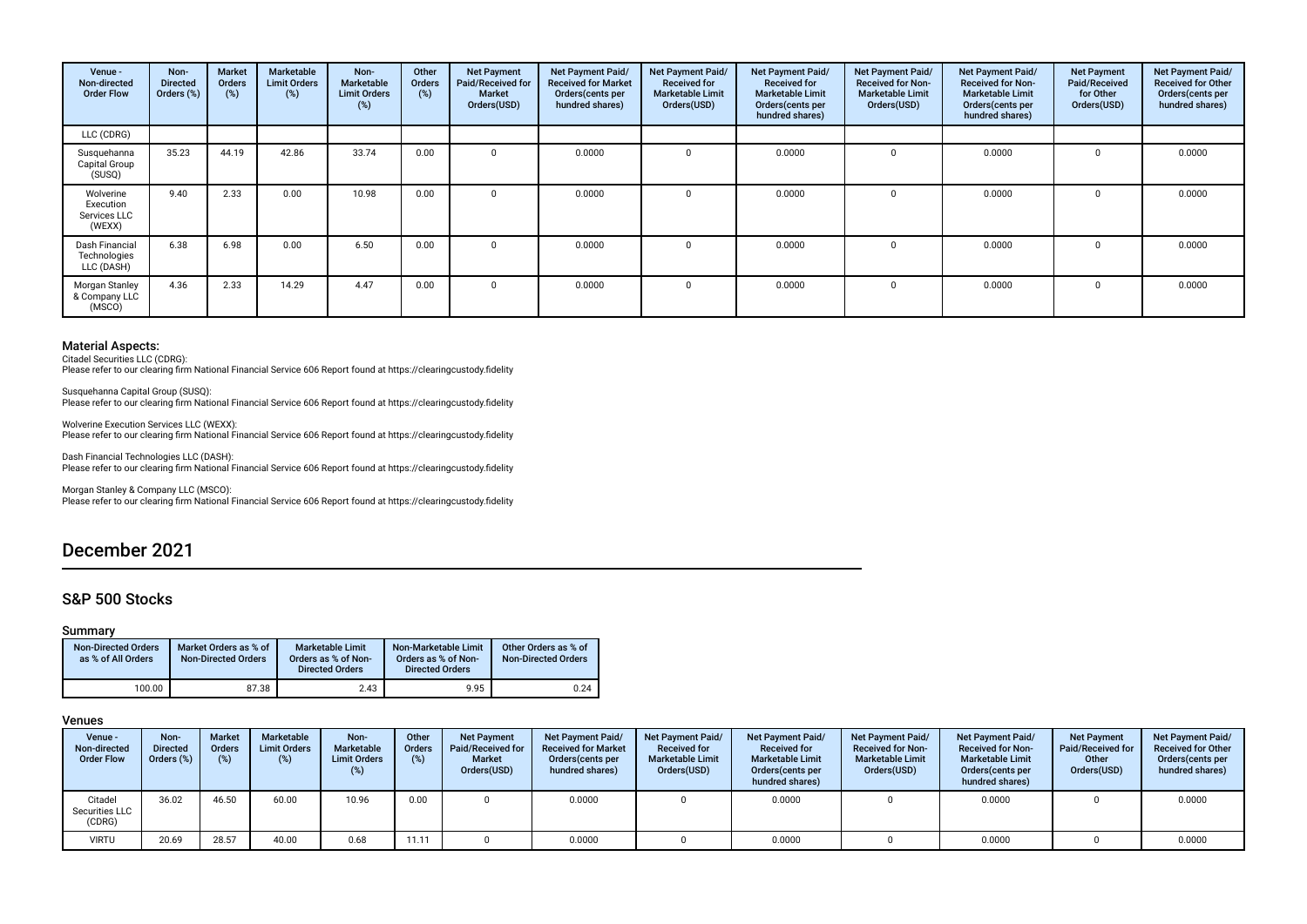| Venue - Non-directed Order Flow | Non-Directed Orders (%) | Market Orders (%) | Marketable Limit Orders (%) | Non-Marketable Limit Orders (%) | Other Orders (%) | Net Payment Paid/Received for Market Orders(USD) | Net Payment Paid/ Received for Market Orders(cents per hundred shares) | Net Payment Paid/ Received for Marketable Limit Orders(USD) | Net Payment Paid/ Received for Marketable Limit Orders(cents per hundred shares) | Net Payment Paid/ Received for Non-Marketable Limit Orders(USD) | Net Payment Paid/ Received for Non-Marketable Limit Orders(cents per hundred shares) | Net Payment Paid/Received for Other Orders(USD) | Net Payment Paid/ Received for Other Orders(cents per hundred shares) |
|---|---|---|---|---|---|---|---|---|---|---|---|---|---|
| LLC (CDRG) | | | | | | | | | | | | | |
| Susquehanna Capital Group (SUSQ) | 35.23 | 44.19 | 42.86 | 33.74 | 0.00 | 0 | 0.0000 | 0 | 0.0000 | 0 | 0.0000 | 0 | 0.0000 |
| Wolverine Execution Services LLC (WEXX) | 9.40 | 2.33 | 0.00 | 10.98 | 0.00 | 0 | 0.0000 | 0 | 0.0000 | 0 | 0.0000 | 0 | 0.0000 |
| Dash Financial Technologies LLC (DASH) | 6.38 | 6.98 | 0.00 | 6.50 | 0.00 | 0 | 0.0000 | 0 | 0.0000 | 0 | 0.0000 | 0 | 0.0000 |
| Morgan Stanley & Company LLC (MSCO) | 4.36 | 2.33 | 14.29 | 4.47 | 0.00 | 0 | 0.0000 | 0 | 0.0000 | 0 | 0.0000 | 0 | 0.0000 |

### Material Aspects:

Citadel Securities LLC (CDRG):
Please refer to our clearing firm National Financial Service 606 Report found at https://clearingcustody.fidelity

Susquehanna Capital Group (SUSQ):
Please refer to our clearing firm National Financial Service 606 Report found at https://clearingcustody.fidelity

Wolverine Execution Services LLC (WEXX):
Please refer to our clearing firm National Financial Service 606 Report found at https://clearingcustody.fidelity

Dash Financial Technologies LLC (DASH):
Please refer to our clearing firm National Financial Service 606 Report found at https://clearingcustody.fidelity

Morgan Stanley & Company LLC (MSCO):
Please refer to our clearing firm National Financial Service 606 Report found at https://clearingcustody.fidelity

# December 2021

## S&P 500 Stocks

### Summary

| Non-Directed Orders as % of All Orders | Market Orders as % of Non-Directed Orders | Marketable Limit Orders as % of Non-Directed Orders | Non-Marketable Limit Orders as % of Non-Directed Orders | Other Orders as % of Non-Directed Orders |
|---|---|---|---|---|
| 100.00 | 87.38 | 2.43 | 9.95 | 0.24 |

### Venues

| Venue - Non-directed Order Flow | Non-Directed Orders (%) | Market Orders (%) | Marketable Limit Orders (%) | Non-Marketable Limit Orders (%) | Other Orders (%) | Net Payment Paid/Received for Market Orders(USD) | Net Payment Paid/ Received for Market Orders(cents per hundred shares) | Net Payment Paid/ Received for Marketable Limit Orders(USD) | Net Payment Paid/ Received for Marketable Limit Orders(cents per hundred shares) | Net Payment Paid/ Received for Non-Marketable Limit Orders(USD) | Net Payment Paid/ Received for Non-Marketable Limit Orders(cents per hundred shares) | Net Payment Paid/Received for Other Orders(USD) | Net Payment Paid/ Received for Other Orders(cents per hundred shares) |
|---|---|---|---|---|---|---|---|---|---|---|---|---|---|
| Citadel Securities LLC (CDRG) | 36.02 | 46.50 | 60.00 | 10.96 | 0.00 | 0 | 0.0000 | 0 | 0.0000 | 0 | 0.0000 | 0 | 0.0000 |
| VIRTU | 20.69 | 28.57 | 40.00 | 0.68 | 11.11 | 0 | 0.0000 | 0 | 0.0000 | 0 | 0.0000 | 0 | 0.0000 |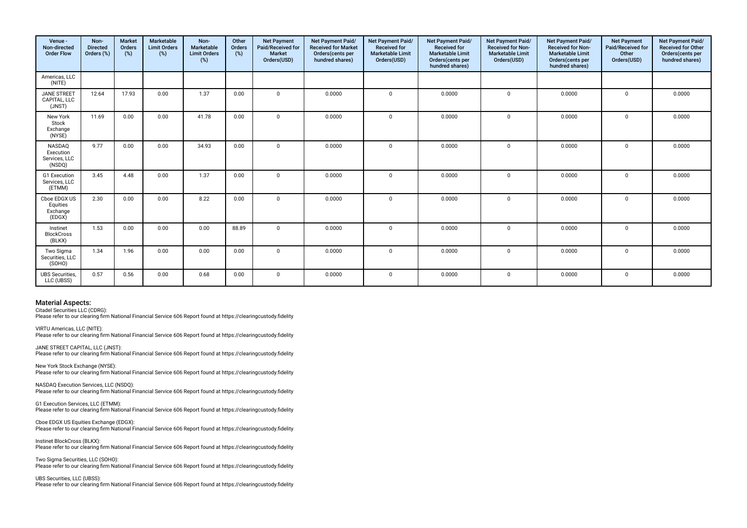| Venue - Non-directed Order Flow | Non-Directed Orders (%) | Market Orders (%) | Marketable Limit Orders (%) | Non-Marketable Limit Orders (%) | Other Orders (%) | Net Payment Paid/Received for Market Orders(USD) | Net Payment Paid/ Received for Market Orders(cents per hundred shares) | Net Payment Paid/ Received for Marketable Limit Orders(USD) | Net Payment Paid/ Received for Marketable Limit Orders(cents per hundred shares) | Net Payment Paid/ Received for Non-Marketable Limit Orders(USD) | Net Payment Paid/ Received for Non-Marketable Limit Orders(cents per hundred shares) | Net Payment Paid/Received for Other Orders(USD) | Net Payment Paid/ Received for Other Orders(cents per hundred shares) |
|---|---|---|---|---|---|---|---|---|---|---|---|---|---|
| Americas, LLC (NITE) | | | | | | | | | | | | | |
| JANE STREET CAPITAL, LLC (JNST) | 12.64 | 17.93 | 0.00 | 1.37 | 0.00 | 0 | 0.0000 | 0 | 0.0000 | 0 | 0.0000 | 0 | 0.0000 |
| New York Stock Exchange (NYSE) | 11.69 | 0.00 | 0.00 | 41.78 | 0.00 | 0 | 0.0000 | 0 | 0.0000 | 0 | 0.0000 | 0 | 0.0000 |
| NASDAQ Execution Services, LLC (NSDQ) | 9.77 | 0.00 | 0.00 | 34.93 | 0.00 | 0 | 0.0000 | 0 | 0.0000 | 0 | 0.0000 | 0 | 0.0000 |
| G1 Execution Services, LLC (ETMM) | 3.45 | 4.48 | 0.00 | 1.37 | 0.00 | 0 | 0.0000 | 0 | 0.0000 | 0 | 0.0000 | 0 | 0.0000 |
| Cboe EDGX US Equities Exchange (EDGX) | 2.30 | 0.00 | 0.00 | 8.22 | 0.00 | 0 | 0.0000 | 0 | 0.0000 | 0 | 0.0000 | 0 | 0.0000 |
| Instinet BlockCross (BLKX) | 1.53 | 0.00 | 0.00 | 0.00 | 88.89 | 0 | 0.0000 | 0 | 0.0000 | 0 | 0.0000 | 0 | 0.0000 |
| Two Sigma Securities, LLC (SOHO) | 1.34 | 1.96 | 0.00 | 0.00 | 0.00 | 0 | 0.0000 | 0 | 0.0000 | 0 | 0.0000 | 0 | 0.0000 |
| UBS Securities, LLC (UBSS) | 0.57 | 0.56 | 0.00 | 0.68 | 0.00 | 0 | 0.0000 | 0 | 0.0000 | 0 | 0.0000 | 0 | 0.0000 |

## Material Aspects:

Citadel Securities LLC (CDRG):
Please refer to our clearing firm National Financial Service 606 Report found at https://clearingcustody.fidelity

VIRTU Americas, LLC (NITE):
Please refer to our clearing firm National Financial Service 606 Report found at https://clearingcustody.fidelity

JANE STREET CAPITAL, LLC (JNST):
Please refer to our clearing firm National Financial Service 606 Report found at https://clearingcustody.fidelity

New York Stock Exchange (NYSE):
Please refer to our clearing firm National Financial Service 606 Report found at https://clearingcustody.fidelity

NASDAQ Execution Services, LLC (NSDQ):
Please refer to our clearing firm National Financial Service 606 Report found at https://clearingcustody.fidelity

G1 Execution Services, LLC (ETMM):
Please refer to our clearing firm National Financial Service 606 Report found at https://clearingcustody.fidelity

Cboe EDGX US Equities Exchange (EDGX):
Please refer to our clearing firm National Financial Service 606 Report found at https://clearingcustody.fidelity

Instinet BlockCross (BLKX):
Please refer to our clearing firm National Financial Service 606 Report found at https://clearingcustody.fidelity

Two Sigma Securities, LLC (SOHO):
Please refer to our clearing firm National Financial Service 606 Report found at https://clearingcustody.fidelity

UBS Securities, LLC (UBSS):
Please refer to our clearing firm National Financial Service 606 Report found at https://clearingcustody.fidelity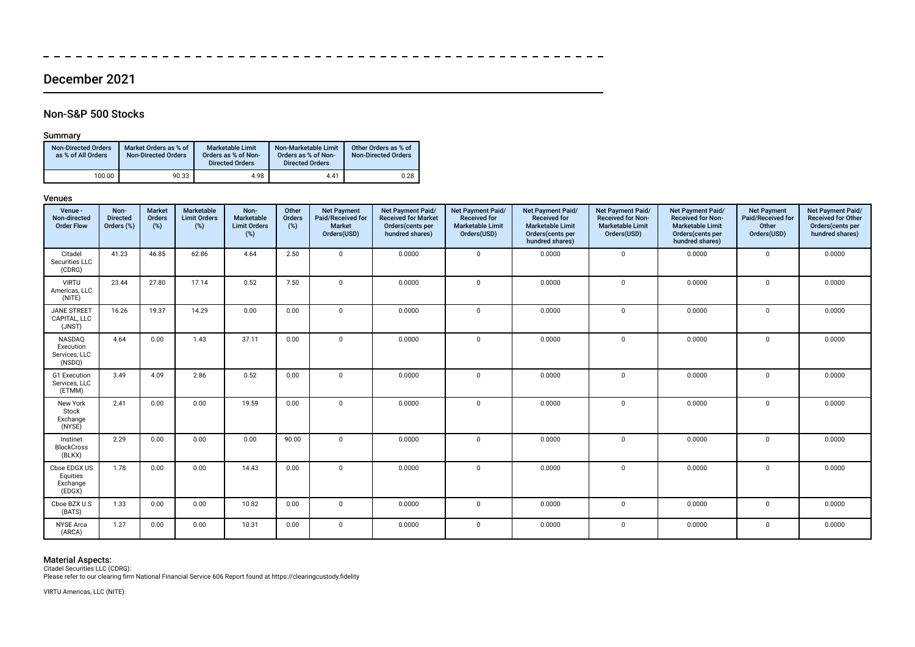## December 2021

### Non-S&P 500 Stocks

#### Summary

| Non-Directed Orders as % of All Orders | Market Orders as % of Non-Directed Orders | Marketable Limit Orders as % of Non-Directed Orders | Non-Marketable Limit Orders as % of Non-Directed Orders | Other Orders as % of Non-Directed Orders |
|---|---|---|---|---|
| 100.00 | 90.33 | 4.98 | 4.41 | 0.28 |

#### Venues

| Venue - Non-directed Order Flow | Non-Directed Orders (%) | Market Orders (%) | Marketable Limit Orders (%) | Non-Marketable Limit Orders (%) | Other Orders (%) | Net Payment Paid/Received for Market Orders(USD) | Net Payment Paid/ Received for Market Orders(cents per hundred shares) | Net Payment Paid/ Received for Marketable Limit Orders(USD) | Net Payment Paid/ Received for Marketable Limit Orders(cents per hundred shares) | Net Payment Paid/ Received for Non-Marketable Limit Orders(USD) | Net Payment Paid/ Received for Non-Marketable Limit Orders(cents per hundred shares) | Net Payment Paid/Received for Other Orders(USD) | Net Payment Paid/ Received for Other Orders(cents per hundred shares) |
|---|---|---|---|---|---|---|---|---|---|---|---|---|---|
| Citadel Securities LLC (CDRG) | 41.23 | 46.85 | 62.86 | 4.64 | 2.50 | 0 | 0.0000 | 0 | 0.0000 | 0 | 0.0000 | 0 | 0.0000 |
| VIRTU Americas, LLC (NITE) | 23.44 | 27.80 | 17.14 | 0.52 | 7.50 | 0 | 0.0000 | 0 | 0.0000 | 0 | 0.0000 | 0 | 0.0000 |
| JANE STREET CAPITAL, LLC (JNST) | 16.26 | 19.37 | 14.29 | 0.00 | 0.00 | 0 | 0.0000 | 0 | 0.0000 | 0 | 0.0000 | 0 | 0.0000 |
| NASDAQ Execution Services, LLC (NSDQ) | 4.64 | 0.00 | 1.43 | 37.11 | 0.00 | 0 | 0.0000 | 0 | 0.0000 | 0 | 0.0000 | 0 | 0.0000 |
| G1 Execution Services, LLC (ETMM) | 3.49 | 4.09 | 2.86 | 0.52 | 0.00 | 0 | 0.0000 | 0 | 0.0000 | 0 | 0.0000 | 0 | 0.0000 |
| New York Stock Exchange (NYSE) | 2.41 | 0.00 | 0.00 | 19.59 | 0.00 | 0 | 0.0000 | 0 | 0.0000 | 0 | 0.0000 | 0 | 0.0000 |
| Instinet BlockCross (BLKX) | 2.29 | 0.00 | 0.00 | 0.00 | 90.00 | 0 | 0.0000 | 0 | 0.0000 | 0 | 0.0000 | 0 | 0.0000 |
| Cboe EDGX US Equities Exchange (EDGX) | 1.78 | 0.00 | 0.00 | 14.43 | 0.00 | 0 | 0.0000 | 0 | 0.0000 | 0 | 0.0000 | 0 | 0.0000 |
| Cboe BZX U.S (BATS) | 1.33 | 0.00 | 0.00 | 10.82 | 0.00 | 0 | 0.0000 | 0 | 0.0000 | 0 | 0.0000 | 0 | 0.0000 |
| NYSE Arca (ARCA) | 1.27 | 0.00 | 0.00 | 10.31 | 0.00 | 0 | 0.0000 | 0 | 0.0000 | 0 | 0.0000 | 0 | 0.0000 |

#### Material Aspects:

Citadel Securities LLC (CDRG):
Please refer to our clearing firm National Financial Service 606 Report found at https://clearingcustody.fidelity

VIRTU Americas, LLC (NITE):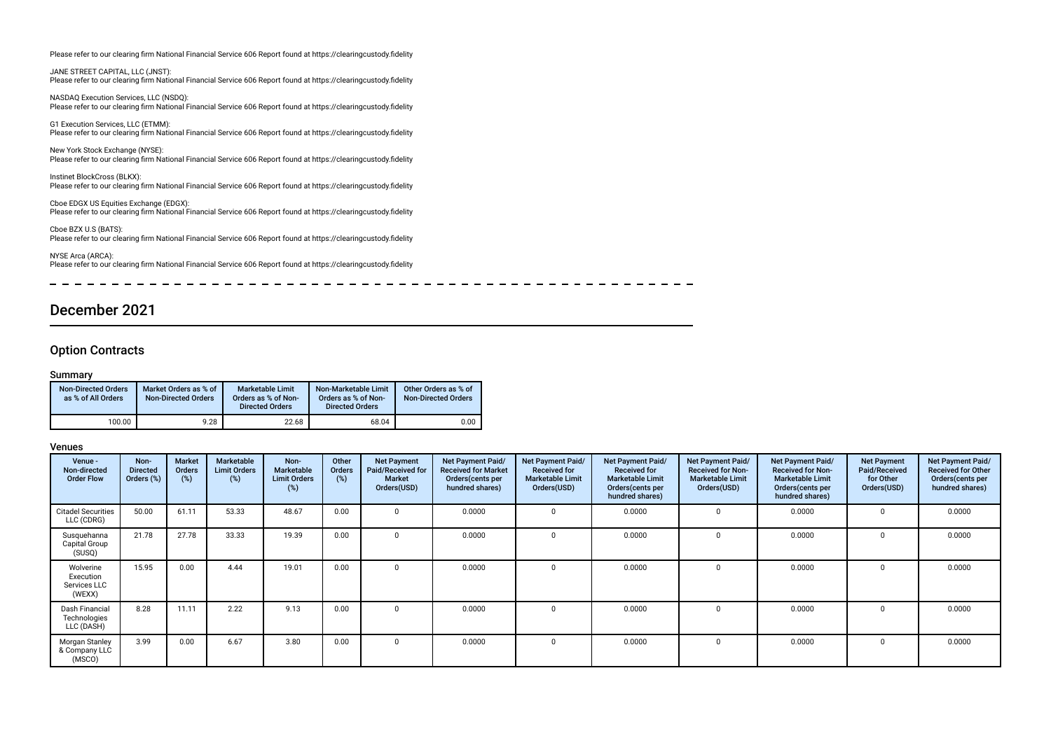Please refer to our clearing firm National Financial Service 606 Report found at https://clearingcustody.fidelity

JANE STREET CAPITAL, LLC (JNST):
Please refer to our clearing firm National Financial Service 606 Report found at https://clearingcustody.fidelity

NASDAQ Execution Services, LLC (NSDQ):
Please refer to our clearing firm National Financial Service 606 Report found at https://clearingcustody.fidelity

G1 Execution Services, LLC (ETMM):
Please refer to our clearing firm National Financial Service 606 Report found at https://clearingcustody.fidelity

New York Stock Exchange (NYSE):
Please refer to our clearing firm National Financial Service 606 Report found at https://clearingcustody.fidelity

Instinet BlockCross (BLKX):
Please refer to our clearing firm National Financial Service 606 Report found at https://clearingcustody.fidelity

Cboe EDGX US Equities Exchange (EDGX):
Please refer to our clearing firm National Financial Service 606 Report found at https://clearingcustody.fidelity

Cboe BZX U.S (BATS):
Please refer to our clearing firm National Financial Service 606 Report found at https://clearingcustody.fidelity

NYSE Arca (ARCA):
Please refer to our clearing firm National Financial Service 606 Report found at https://clearingcustody.fidelity

# December 2021

## Option Contracts

### Summary

| Non-Directed Orders as % of All Orders | Market Orders as % of Non-Directed Orders | Marketable Limit Orders as % of Non-Directed Orders | Non-Marketable Limit Orders as % of Non-Directed Orders | Other Orders as % of Non-Directed Orders |
|---|---|---|---|---|
| 100.00 | 9.28 | 22.68 | 68.04 | 0.00 |

### Venues

| Venue - Non-directed Order Flow | Non-Directed Orders (%) | Market Orders (%) | Marketable Limit Orders (%) | Non-Marketable Limit Orders (%) | Other Orders (%) | Net Payment Paid/Received for Market Orders(USD) | Net Payment Paid/Received for Market Orders(cents per hundred shares) | Net Payment Paid/Received for Marketable Limit Orders(USD) | Net Payment Paid/Received for Marketable Limit Orders(cents per hundred shares) | Net Payment Paid/Received for Non-Marketable Limit Orders(USD) | Net Payment Paid/Received for Non-Marketable Limit Orders(cents per hundred shares) | Net Payment Paid/Received for Other Orders(USD) | Net Payment Paid/Received for Other Orders(cents per hundred shares) |
|---|---|---|---|---|---|---|---|---|---|---|---|---|---|
| Citadel Securities LLC (CDRG) | 50.00 | 61.11 | 53.33 | 48.67 | 0.00 | 0 | 0.0000 | 0 | 0.0000 | 0 | 0.0000 | 0 | 0.0000 |
| Susquehanna Capital Group (SUSQ) | 21.78 | 27.78 | 33.33 | 19.39 | 0.00 | 0 | 0.0000 | 0 | 0.0000 | 0 | 0.0000 | 0 | 0.0000 |
| Wolverine Execution Services LLC (WEXX) | 15.95 | 0.00 | 4.44 | 19.01 | 0.00 | 0 | 0.0000 | 0 | 0.0000 | 0 | 0.0000 | 0 | 0.0000 |
| Dash Financial Technologies LLC (DASH) | 8.28 | 11.11 | 2.22 | 9.13 | 0.00 | 0 | 0.0000 | 0 | 0.0000 | 0 | 0.0000 | 0 | 0.0000 |
| Morgan Stanley & Company LLC (MSCO) | 3.99 | 0.00 | 6.67 | 3.80 | 0.00 | 0 | 0.0000 | 0 | 0.0000 | 0 | 0.0000 | 0 | 0.0000 |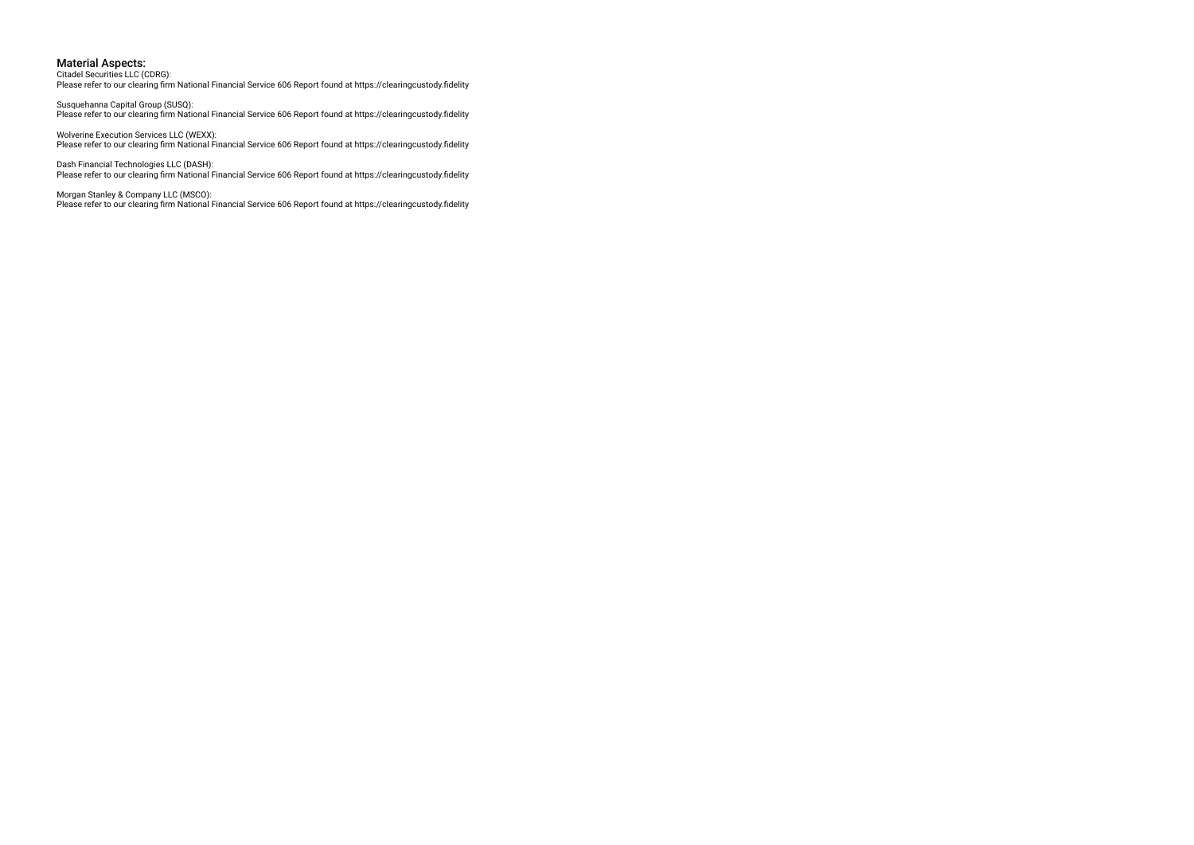## Material Aspects:

Citadel Securities LLC (CDRG):
Please refer to our clearing firm National Financial Service 606 Report found at https://clearingcustody.fidelity

Susquehanna Capital Group (SUSQ):
Please refer to our clearing firm National Financial Service 606 Report found at https://clearingcustody.fidelity

Wolverine Execution Services LLC (WEXX):
Please refer to our clearing firm National Financial Service 606 Report found at https://clearingcustody.fidelity

Dash Financial Technologies LLC (DASH):
Please refer to our clearing firm National Financial Service 606 Report found at https://clearingcustody.fidelity

Morgan Stanley & Company LLC (MSCO):
Please refer to our clearing firm National Financial Service 606 Report found at https://clearingcustody.fidelity